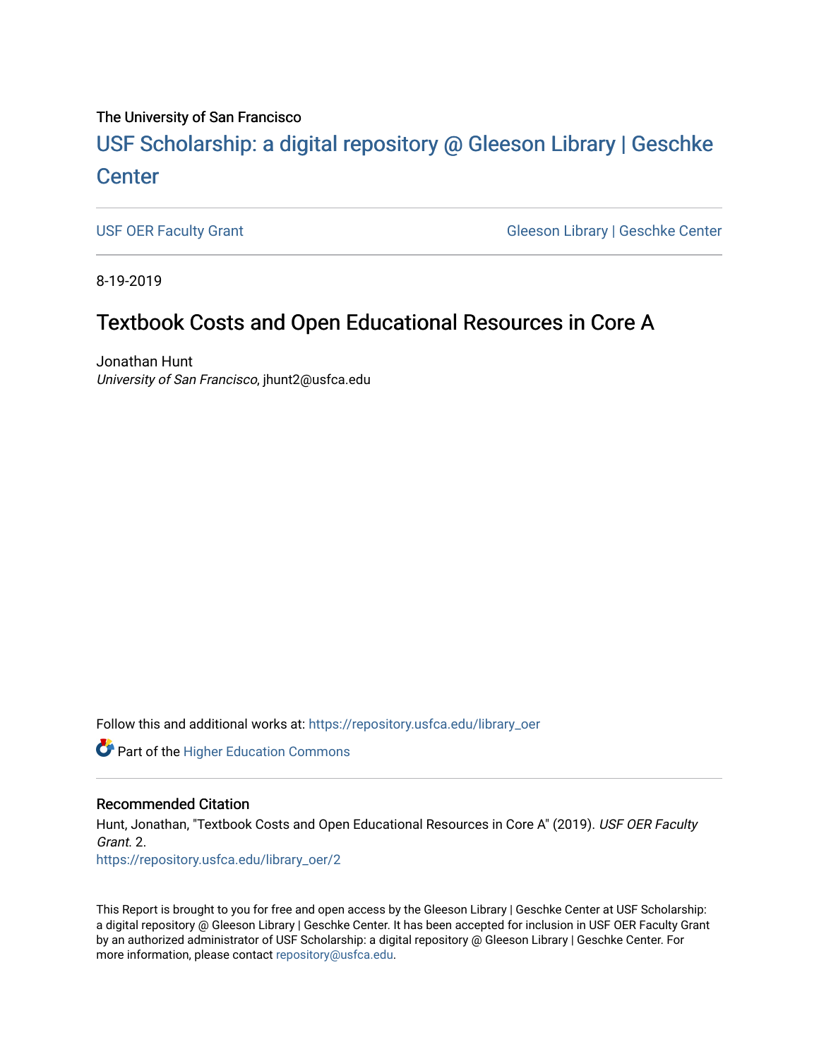The University of San Francisco

# USF Scholarship: a digital repository @ Gleeson Library | Geschke Center

USF OER Faculty Grant | Gleeson Library | Geschke Center

8-19-2019

## Textbook Costs and Open Educational Resources in Core A

Jonathan Hunt
*University of San Francisco*, jhunt2@usfca.edu

Follow this and additional works at: https://repository.usfca.edu/library_oer

Part of the Higher Education Commons

### Recommended Citation

Hunt, Jonathan, "Textbook Costs and Open Educational Resources in Core A" (2019). *USF OER Faculty Grant*. 2.
https://repository.usfca.edu/library_oer/2

This Report is brought to you for free and open access by the Gleeson Library | Geschke Center at USF Scholarship: a digital repository @ Gleeson Library | Geschke Center. It has been accepted for inclusion in USF OER Faculty Grant by an authorized administrator of USF Scholarship: a digital repository @ Gleeson Library | Geschke Center. For more information, please contact repository@usfca.edu.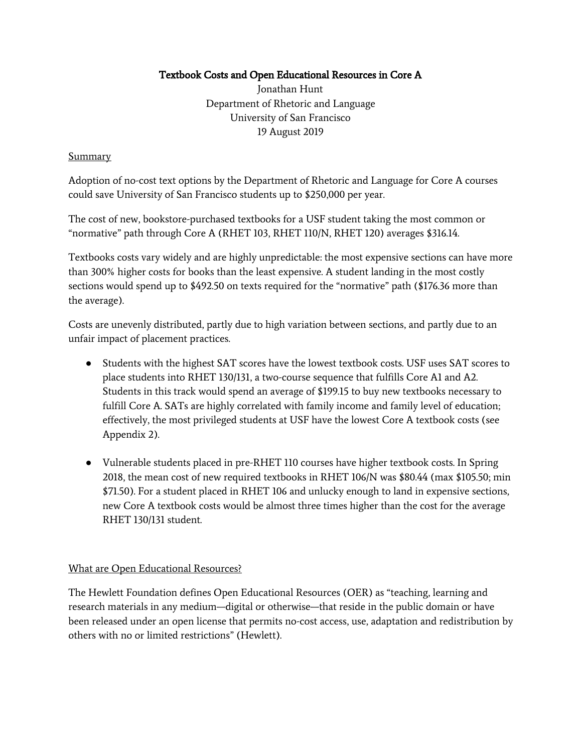# Textbook Costs and Open Educational Resources in Core A

Jonathan Hunt
Department of Rhetoric and Language
University of San Francisco
19 August 2019

## Summary

Adoption of no-cost text options by the Department of Rhetoric and Language for Core A courses could save University of San Francisco students up to $250,000 per year.

The cost of new, bookstore-purchased textbooks for a USF student taking the most common or "normative" path through Core A (RHET 103, RHET 110/N, RHET 120) averages $316.14.

Textbooks costs vary widely and are highly unpredictable: the most expensive sections can have more than 300% higher costs for books than the least expensive. A student landing in the most costly sections would spend up to $492.50 on texts required for the "normative" path ($176.36 more than the average).

Costs are unevenly distributed, partly due to high variation between sections, and partly due to an unfair impact of placement practices.

- Students with the highest SAT scores have the lowest textbook costs. USF uses SAT scores to place students into RHET 130/131, a two-course sequence that fulfills Core A1 and A2. Students in this track would spend an average of $199.15 to buy new textbooks necessary to fulfill Core A. SATs are highly correlated with family income and family level of education; effectively, the most privileged students at USF have the lowest Core A textbook costs (see Appendix 2).

- Vulnerable students placed in pre-RHET 110 courses have higher textbook costs. In Spring 2018, the mean cost of new required textbooks in RHET 106/N was $80.44 (max $105.50; min $71.50). For a student placed in RHET 106 and unlucky enough to land in expensive sections, new Core A textbook costs would be almost three times higher than the cost for the average RHET 130/131 student.

## What are Open Educational Resources?

The Hewlett Foundation defines Open Educational Resources (OER) as "teaching, learning and research materials in any medium—digital or otherwise—that reside in the public domain or have been released under an open license that permits no-cost access, use, adaptation and redistribution by others with no or limited restrictions" (Hewlett).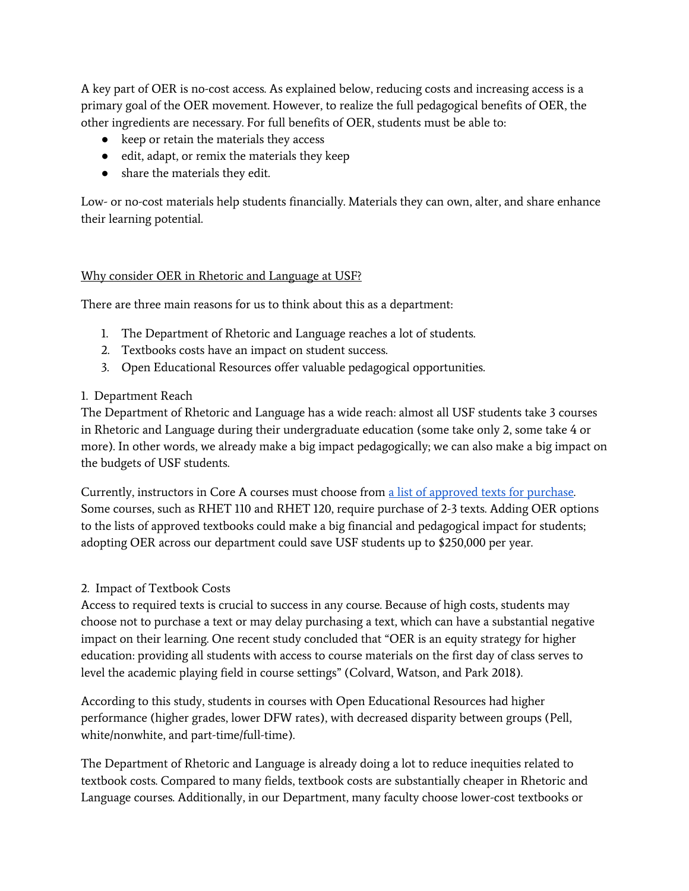A key part of OER is no-cost access. As explained below, reducing costs and increasing access is a primary goal of the OER movement. However, to realize the full pedagogical benefits of OER, the other ingredients are necessary. For full benefits of OER, students must be able to:

- keep or retain the materials they access
- edit, adapt, or remix the materials they keep
- share the materials they edit.

Low- or no-cost materials help students financially. Materials they can own, alter, and share enhance their learning potential.

## Why consider OER in Rhetoric and Language at USF?

There are three main reasons for us to think about this as a department:

1. The Department of Rhetoric and Language reaches a lot of students.
2. Textbooks costs have an impact on student success.
3. Open Educational Resources offer valuable pedagogical opportunities.

### 1. Department Reach

The Department of Rhetoric and Language has a wide reach: almost all USF students take 3 courses in Rhetoric and Language during their undergraduate education (some take only 2, some take 4 or more). In other words, we already make a big impact pedagogically; we can also make a big impact on the budgets of USF students.

Currently, instructors in Core A courses must choose from a list of approved texts for purchase. Some courses, such as RHET 110 and RHET 120, require purchase of 2-3 texts. Adding OER options to the lists of approved textbooks could make a big financial and pedagogical impact for students; adopting OER across our department could save USF students up to $250,000 per year.

### 2. Impact of Textbook Costs

Access to required texts is crucial to success in any course. Because of high costs, students may choose not to purchase a text or may delay purchasing a text, which can have a substantial negative impact on their learning. One recent study concluded that "OER is an equity strategy for higher education: providing all students with access to course materials on the first day of class serves to level the academic playing field in course settings" (Colvard, Watson, and Park 2018).

According to this study, students in courses with Open Educational Resources had higher performance (higher grades, lower DFW rates), with decreased disparity between groups (Pell, white/nonwhite, and part-time/full-time).

The Department of Rhetoric and Language is already doing a lot to reduce inequities related to textbook costs. Compared to many fields, textbook costs are substantially cheaper in Rhetoric and Language courses. Additionally, in our Department, many faculty choose lower-cost textbooks or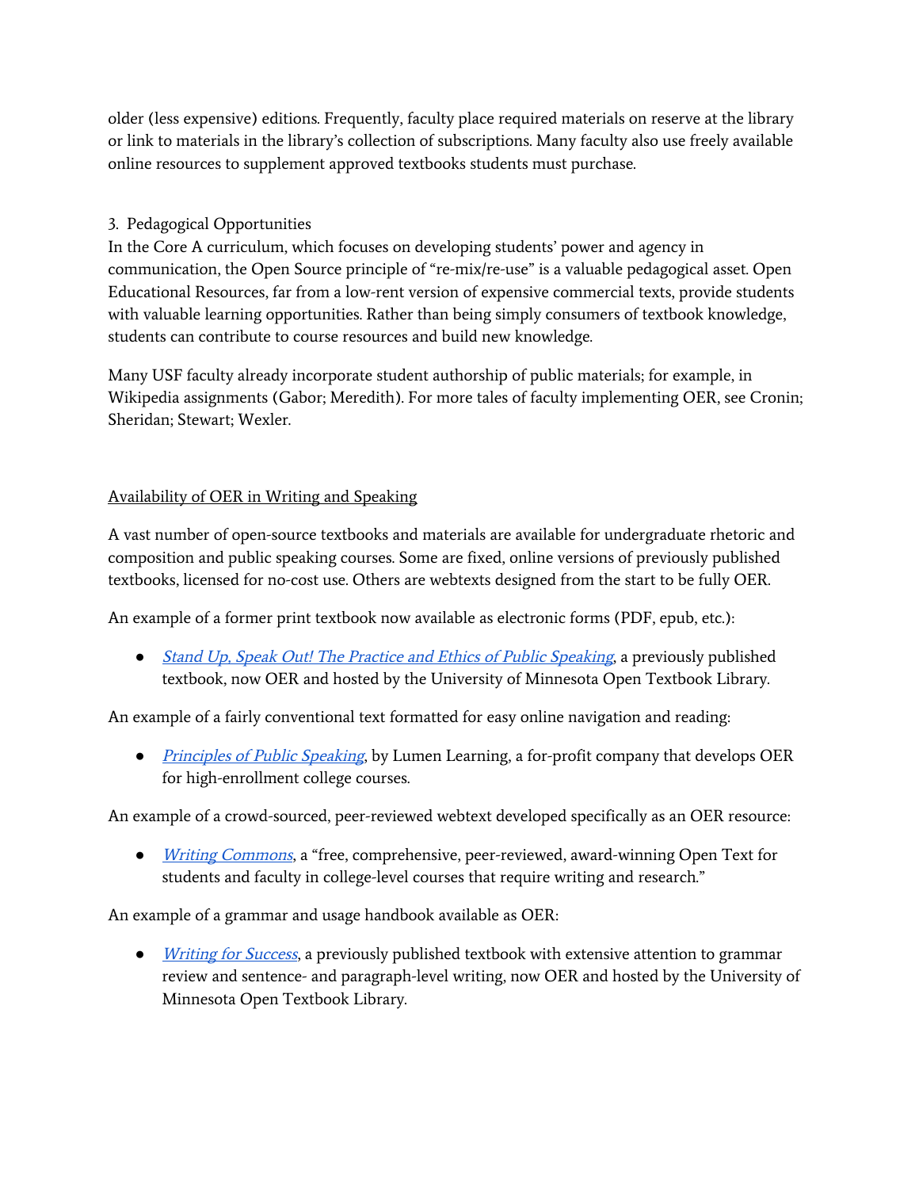older (less expensive) editions. Frequently, faculty place required materials on reserve at the library or link to materials in the library's collection of subscriptions. Many faculty also use freely available online resources to supplement approved textbooks students must purchase.

3. Pedagogical Opportunities

In the Core A curriculum, which focuses on developing students' power and agency in communication, the Open Source principle of "re-mix/re-use" is a valuable pedagogical asset. Open Educational Resources, far from a low-rent version of expensive commercial texts, provide students with valuable learning opportunities. Rather than being simply consumers of textbook knowledge, students can contribute to course resources and build new knowledge.

Many USF faculty already incorporate student authorship of public materials; for example, in Wikipedia assignments (Gabor; Meredith). For more tales of faculty implementing OER, see Cronin; Sheridan; Stewart; Wexler.

## Availability of OER in Writing and Speaking

A vast number of open-source textbooks and materials are available for undergraduate rhetoric and composition and public speaking courses. Some are fixed, online versions of previously published textbooks, licensed for no-cost use. Others are webtexts designed from the start to be fully OER.

An example of a former print textbook now available as electronic forms (PDF, epub, etc.):

- *Stand Up, Speak Out! The Practice and Ethics of Public Speaking*, a previously published textbook, now OER and hosted by the University of Minnesota Open Textbook Library.

An example of a fairly conventional text formatted for easy online navigation and reading:

- *Principles of Public Speaking*, by Lumen Learning, a for-profit company that develops OER for high-enrollment college courses.

An example of a crowd-sourced, peer-reviewed webtext developed specifically as an OER resource:

- *Writing Commons*, a "free, comprehensive, peer-reviewed, award-winning Open Text for students and faculty in college-level courses that require writing and research."

An example of a grammar and usage handbook available as OER:

- *Writing for Success*, a previously published textbook with extensive attention to grammar review and sentence- and paragraph-level writing, now OER and hosted by the University of Minnesota Open Textbook Library.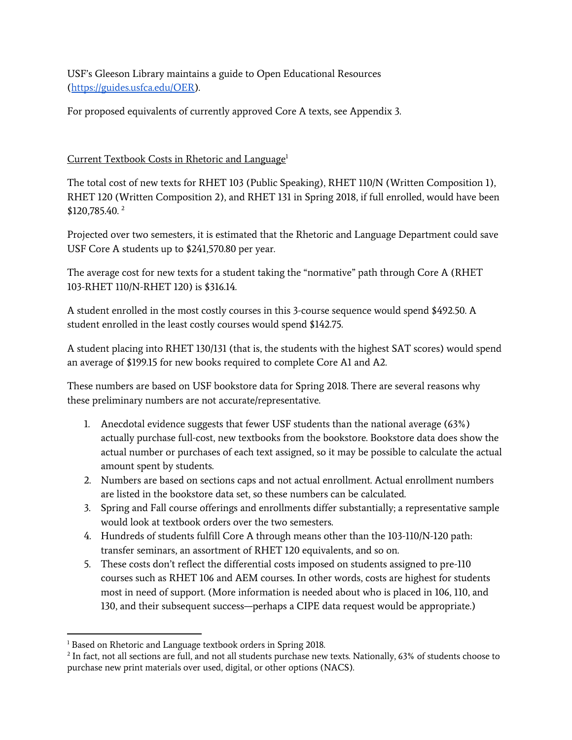USF's Gleeson Library maintains a guide to Open Educational Resources (https://guides.usfca.edu/OER).

For proposed equivalents of currently approved Core A texts, see Appendix 3.

Current Textbook Costs in Rhetoric and Language[1]

The total cost of new texts for RHET 103 (Public Speaking), RHET 110/N (Written Composition 1), RHET 120 (Written Composition 2), and RHET 131 in Spring 2018, if full enrolled, would have been $120,785.40. [2]

Projected over two semesters, it is estimated that the Rhetoric and Language Department could save USF Core A students up to $241,570.80 per year.

The average cost for new texts for a student taking the "normative" path through Core A (RHET 103-RHET 110/N-RHET 120) is $316.14.

A student enrolled in the most costly courses in this 3-course sequence would spend $492.50. A student enrolled in the least costly courses would spend $142.75.

A student placing into RHET 130/131 (that is, the students with the highest SAT scores) would spend an average of $199.15 for new books required to complete Core A1 and A2.

These numbers are based on USF bookstore data for Spring 2018. There are several reasons why these preliminary numbers are not accurate/representative.

1. Anecdotal evidence suggests that fewer USF students than the national average (63%) actually purchase full-cost, new textbooks from the bookstore. Bookstore data does show the actual number or purchases of each text assigned, so it may be possible to calculate the actual amount spent by students.
2. Numbers are based on sections caps and not actual enrollment. Actual enrollment numbers are listed in the bookstore data set, so these numbers can be calculated.
3. Spring and Fall course offerings and enrollments differ substantially; a representative sample would look at textbook orders over the two semesters.
4. Hundreds of students fulfill Core A through means other than the 103-110/N-120 path: transfer seminars, an assortment of RHET 120 equivalents, and so on.
5. These costs don't reflect the differential costs imposed on students assigned to pre-110 courses such as RHET 106 and AEM courses. In other words, costs are highest for students most in need of support. (More information is needed about who is placed in 106, 110, and 130, and their subsequent success—perhaps a CIPE data request would be appropriate.)

---

[1] Based on Rhetoric and Language textbook orders in Spring 2018.

[2] In fact, not all sections are full, and not all students purchase new texts. Nationally, 63% of students choose to purchase new print materials over used, digital, or other options (NACS).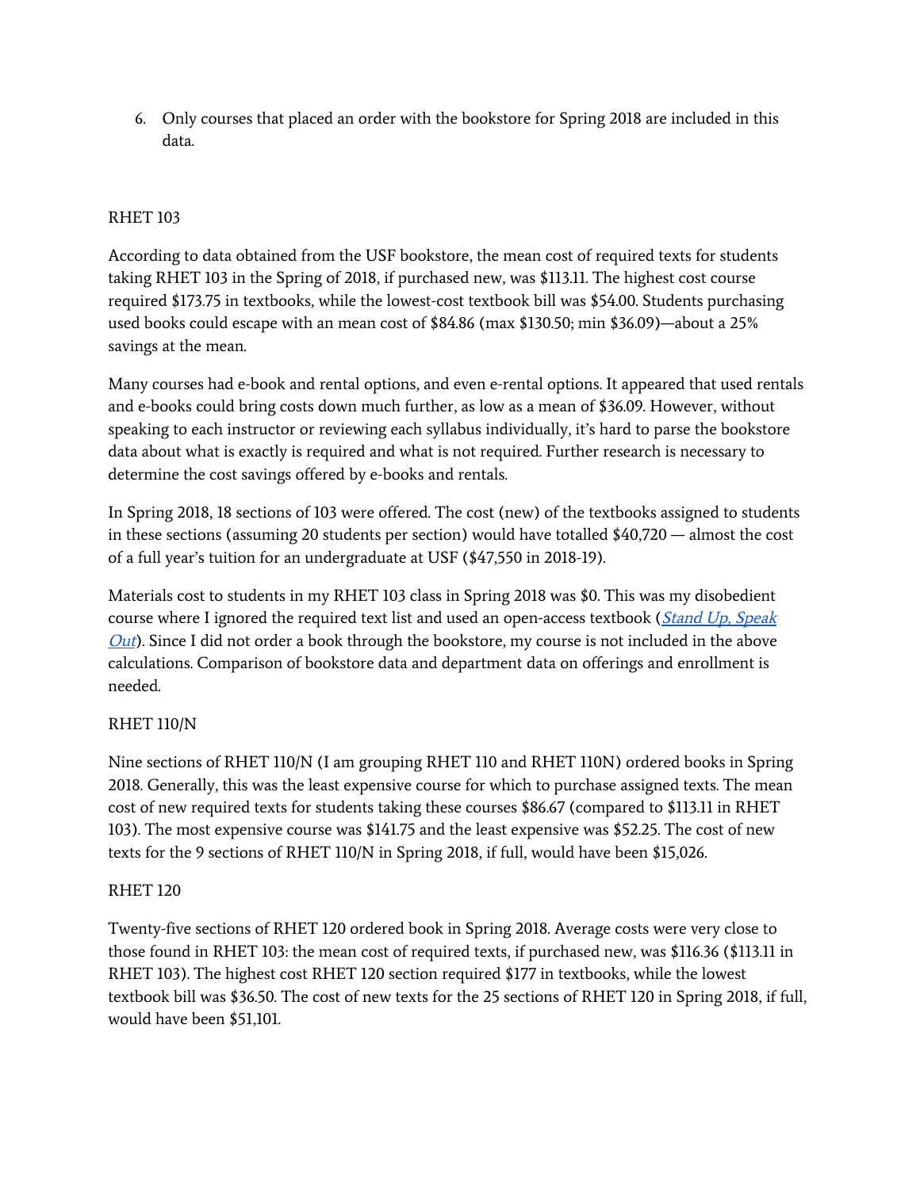6. Only courses that placed an order with the bookstore for Spring 2018 are included in this data.

RHET 103

According to data obtained from the USF bookstore, the mean cost of required texts for students taking RHET 103 in the Spring of 2018, if purchased new, was $113.11. The highest cost course required $173.75 in textbooks, while the lowest-cost textbook bill was $54.00. Students purchasing used books could escape with an mean cost of $84.86 (max $130.50; min $36.09)—about a 25% savings at the mean.

Many courses had e-book and rental options, and even e-rental options. It appeared that used rentals and e-books could bring costs down much further, as low as a mean of $36.09. However, without speaking to each instructor or reviewing each syllabus individually, it's hard to parse the bookstore data about what is exactly is required and what is not required. Further research is necessary to determine the cost savings offered by e-books and rentals.

In Spring 2018, 18 sections of 103 were offered. The cost (new) of the textbooks assigned to students in these sections (assuming 20 students per section) would have totalled $40,720 — almost the cost of a full year's tuition for an undergraduate at USF ($47,550 in 2018-19).

Materials cost to students in my RHET 103 class in Spring 2018 was $0. This was my disobedient course where I ignored the required text list and used an open-access textbook (*Stand Up, Speak Out*). Since I did not order a book through the bookstore, my course is not included in the above calculations. Comparison of bookstore data and department data on offerings and enrollment is needed.

RHET 110/N

Nine sections of RHET 110/N (I am grouping RHET 110 and RHET 110N) ordered books in Spring 2018. Generally, this was the least expensive course for which to purchase assigned texts. The mean cost of new required texts for students taking these courses $86.67 (compared to $113.11 in RHET 103). The most expensive course was $141.75 and the least expensive was $52.25. The cost of new texts for the 9 sections of RHET 110/N in Spring 2018, if full, would have been $15,026.

RHET 120

Twenty-five sections of RHET 120 ordered book in Spring 2018. Average costs were very close to those found in RHET 103: the mean cost of required texts, if purchased new, was $116.36 ($113.11 in RHET 103). The highest cost RHET 120 section required $177 in textbooks, while the lowest textbook bill was $36.50. The cost of new texts for the 25 sections of RHET 120 in Spring 2018, if full, would have been $51,101.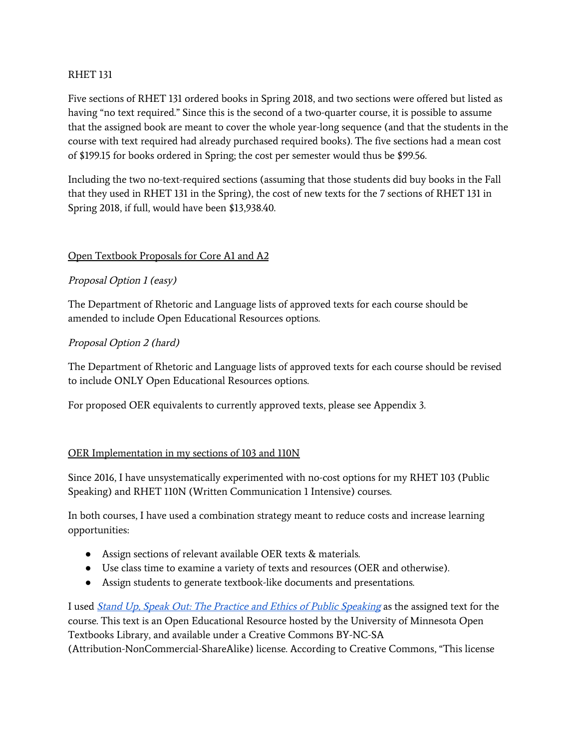RHET 131

Five sections of RHET 131 ordered books in Spring 2018, and two sections were offered but listed as having "no text required." Since this is the second of a two-quarter course, it is possible to assume that the assigned book are meant to cover the whole year-long sequence (and that the students in the course with text required had already purchased required books). The five sections had a mean cost of $199.15 for books ordered in Spring; the cost per semester would thus be $99.56.

Including the two no-text-required sections (assuming that those students did buy books in the Fall that they used in RHET 131 in the Spring), the cost of new texts for the 7 sections of RHET 131 in Spring 2018, if full, would have been $13,938.40.

## Open Textbook Proposals for Core A1 and A2

*Proposal Option 1 (easy)*

The Department of Rhetoric and Language lists of approved texts for each course should be amended to include Open Educational Resources options.

*Proposal Option 2 (hard)*

The Department of Rhetoric and Language lists of approved texts for each course should be revised to include ONLY Open Educational Resources options.

For proposed OER equivalents to currently approved texts, please see Appendix 3.

## OER Implementation in my sections of 103 and 110N

Since 2016, I have unsystematically experimented with no-cost options for my RHET 103 (Public Speaking) and RHET 110N (Written Communication 1 Intensive) courses.

In both courses, I have used a combination strategy meant to reduce costs and increase learning opportunities:

- Assign sections of relevant available OER texts & materials.
- Use class time to examine a variety of texts and resources (OER and otherwise).
- Assign students to generate textbook-like documents and presentations.

I used *Stand Up, Speak Out: The Practice and Ethics of Public Speaking* as the assigned text for the course. This text is an Open Educational Resource hosted by the University of Minnesota Open Textbooks Library, and available under a Creative Commons BY-NC-SA (Attribution-NonCommercial-ShareAlike) license. According to Creative Commons, "This license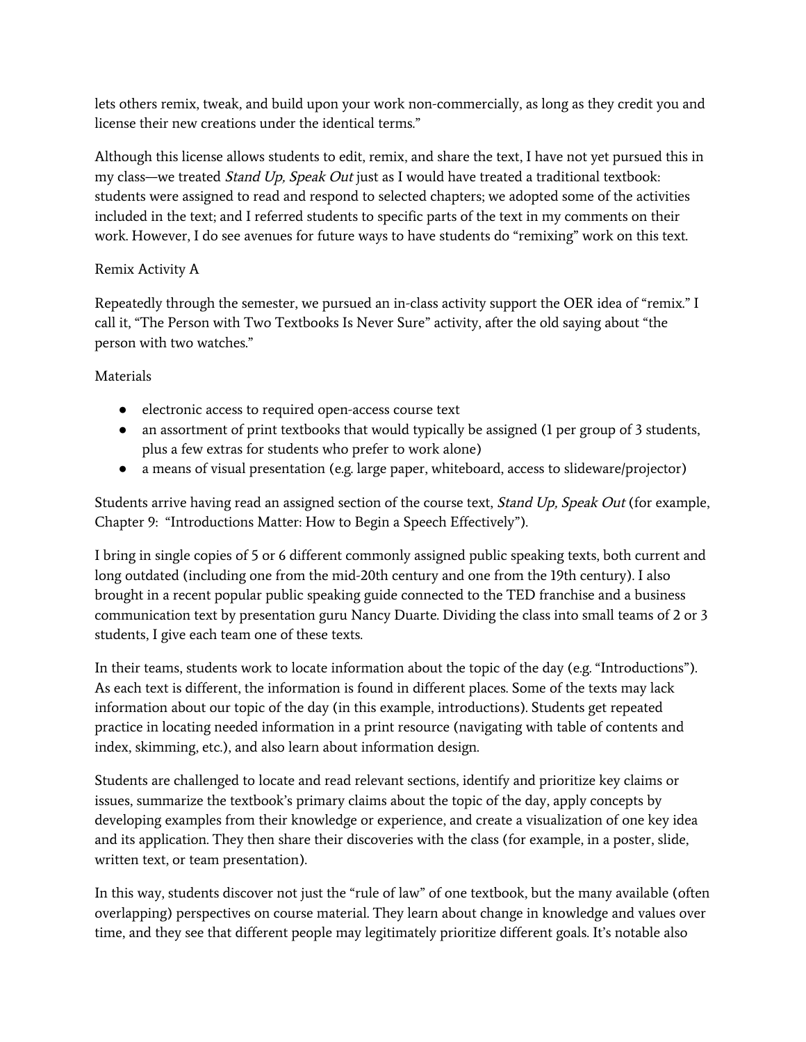lets others remix, tweak, and build upon your work non-commercially, as long as they credit you and license their new creations under the identical terms."

Although this license allows students to edit, remix, and share the text, I have not yet pursued this in my class—we treated *Stand Up, Speak Out* just as I would have treated a traditional textbook: students were assigned to read and respond to selected chapters; we adopted some of the activities included in the text; and I referred students to specific parts of the text in my comments on their work. However, I do see avenues for future ways to have students do "remixing" work on this text.

Remix Activity A

Repeatedly through the semester, we pursued an in-class activity support the OER idea of "remix." I call it, "The Person with Two Textbooks Is Never Sure" activity, after the old saying about "the person with two watches."

Materials

- electronic access to required open-access course text
- an assortment of print textbooks that would typically be assigned (1 per group of 3 students, plus a few extras for students who prefer to work alone)
- a means of visual presentation (e.g. large paper, whiteboard, access to slideware/projector)

Students arrive having read an assigned section of the course text, *Stand Up, Speak Out* (for example, Chapter 9: "Introductions Matter: How to Begin a Speech Effectively").

I bring in single copies of 5 or 6 different commonly assigned public speaking texts, both current and long outdated (including one from the mid-20th century and one from the 19th century). I also brought in a recent popular public speaking guide connected to the TED franchise and a business communication text by presentation guru Nancy Duarte. Dividing the class into small teams of 2 or 3 students, I give each team one of these texts.

In their teams, students work to locate information about the topic of the day (e.g. "Introductions"). As each text is different, the information is found in different places. Some of the texts may lack information about our topic of the day (in this example, introductions). Students get repeated practice in locating needed information in a print resource (navigating with table of contents and index, skimming, etc.), and also learn about information design.

Students are challenged to locate and read relevant sections, identify and prioritize key claims or issues, summarize the textbook's primary claims about the topic of the day, apply concepts by developing examples from their knowledge or experience, and create a visualization of one key idea and its application. They then share their discoveries with the class (for example, in a poster, slide, written text, or team presentation).

In this way, students discover not just the "rule of law" of one textbook, but the many available (often overlapping) perspectives on course material. They learn about change in knowledge and values over time, and they see that different people may legitimately prioritize different goals. It's notable also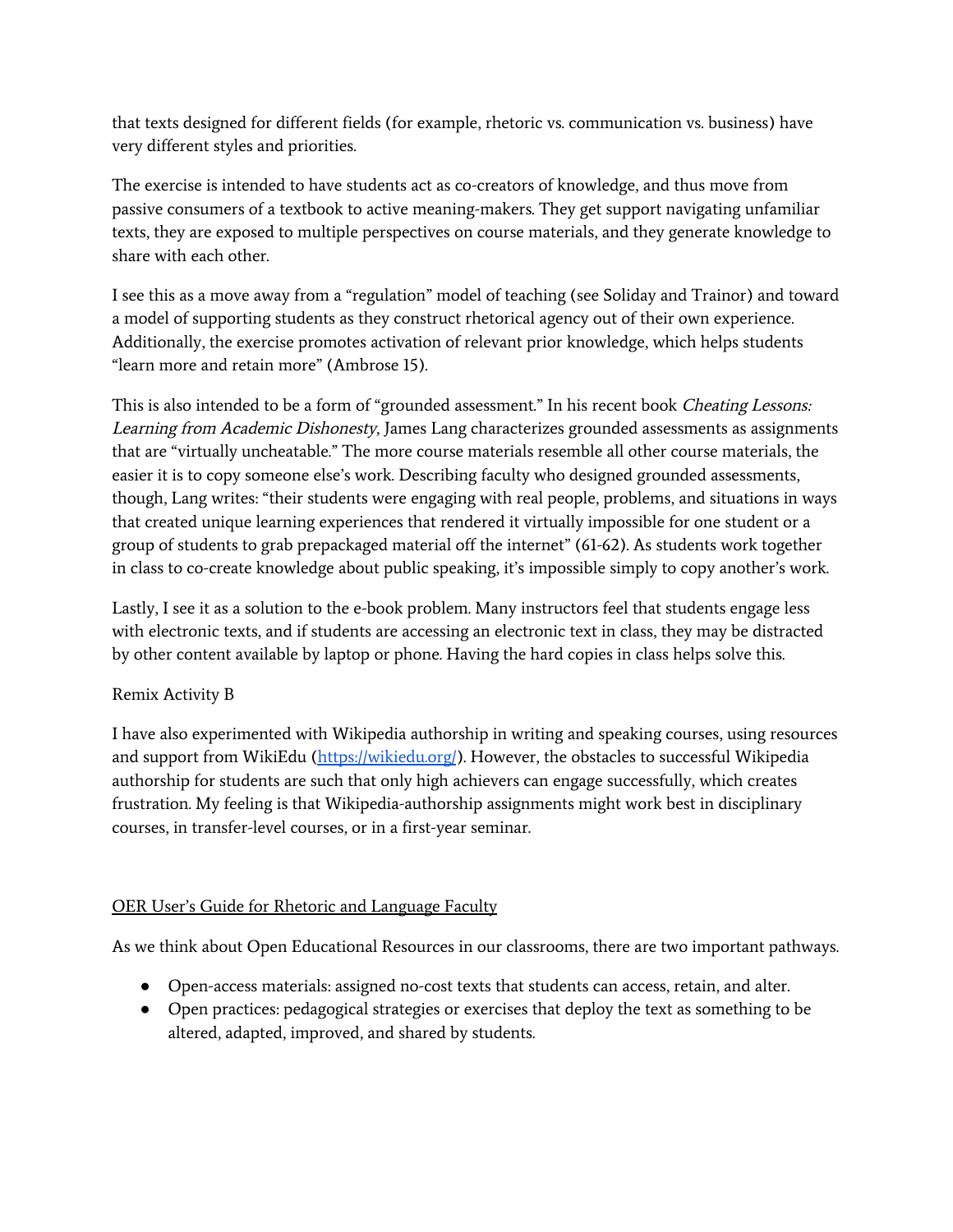that texts designed for different fields (for example, rhetoric vs. communication vs. business) have very different styles and priorities.

The exercise is intended to have students act as co-creators of knowledge, and thus move from passive consumers of a textbook to active meaning-makers. They get support navigating unfamiliar texts, they are exposed to multiple perspectives on course materials, and they generate knowledge to share with each other.

I see this as a move away from a "regulation" model of teaching (see Soliday and Trainor) and toward a model of supporting students as they construct rhetorical agency out of their own experience. Additionally, the exercise promotes activation of relevant prior knowledge, which helps students "learn more and retain more" (Ambrose 15).

This is also intended to be a form of "grounded assessment." In his recent book *Cheating Lessons: Learning from Academic Dishonesty*, James Lang characterizes grounded assessments as assignments that are "virtually uncheatable." The more course materials resemble all other course materials, the easier it is to copy someone else's work. Describing faculty who designed grounded assessments, though, Lang writes: "their students were engaging with real people, problems, and situations in ways that created unique learning experiences that rendered it virtually impossible for one student or a group of students to grab prepackaged material off the internet" (61-62). As students work together in class to co-create knowledge about public speaking, it's impossible simply to copy another's work.

Lastly, I see it as a solution to the e-book problem. Many instructors feel that students engage less with electronic texts, and if students are accessing an electronic text in class, they may be distracted by other content available by laptop or phone. Having the hard copies in class helps solve this.

Remix Activity B

I have also experimented with Wikipedia authorship in writing and speaking courses, using resources and support from WikiEdu (https://wikiedu.org/). However, the obstacles to successful Wikipedia authorship for students are such that only high achievers can engage successfully, which creates frustration. My feeling is that Wikipedia-authorship assignments might work best in disciplinary courses, in transfer-level courses, or in a first-year seminar.

## OER User's Guide for Rhetoric and Language Faculty

As we think about Open Educational Resources in our classrooms, there are two important pathways.

- Open-access materials: assigned no-cost texts that students can access, retain, and alter.
- Open practices: pedagogical strategies or exercises that deploy the text as something to be altered, adapted, improved, and shared by students.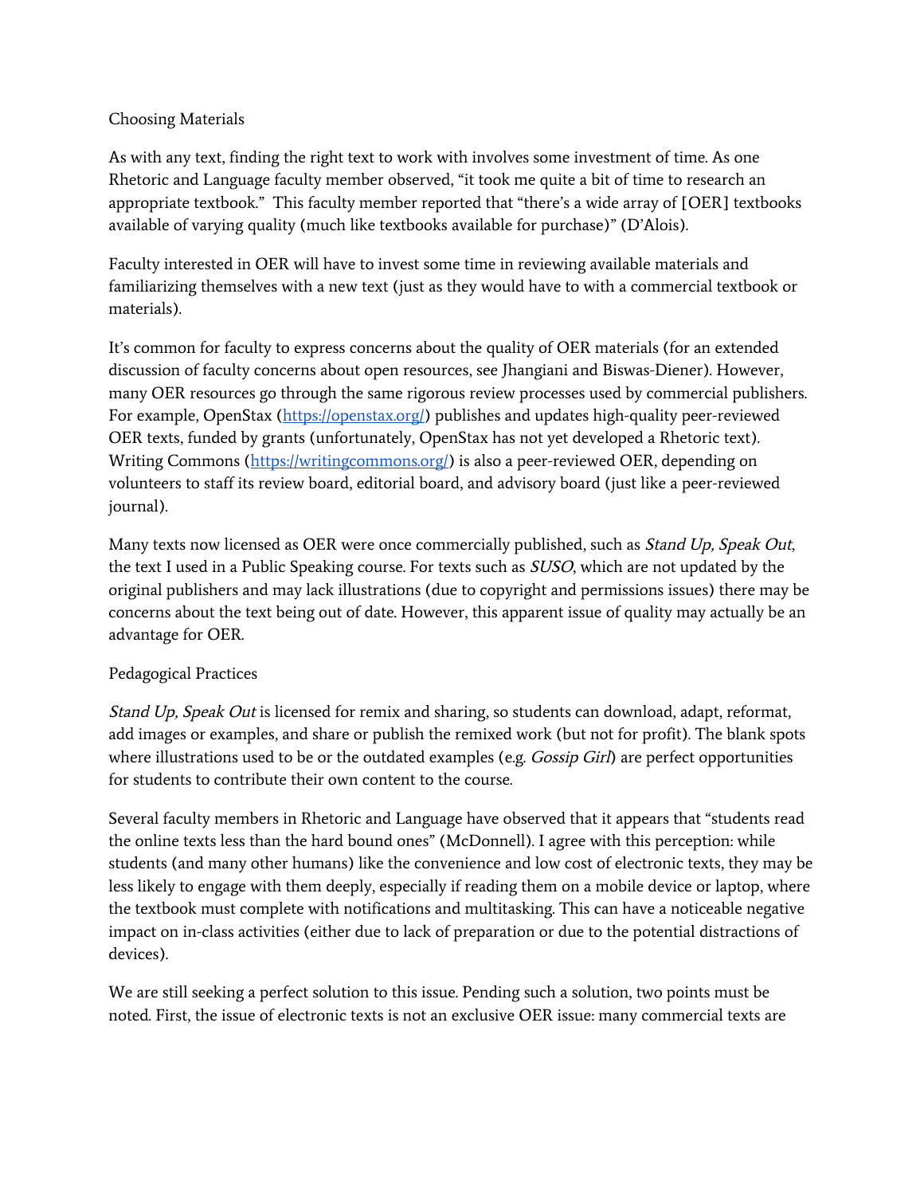## Choosing Materials

As with any text, finding the right text to work with involves some investment of time. As one Rhetoric and Language faculty member observed, "it took me quite a bit of time to research an appropriate textbook." This faculty member reported that "there's a wide array of [OER] textbooks available of varying quality (much like textbooks available for purchase)" (D'Alois).

Faculty interested in OER will have to invest some time in reviewing available materials and familiarizing themselves with a new text (just as they would have to with a commercial textbook or materials).

It's common for faculty to express concerns about the quality of OER materials (for an extended discussion of faculty concerns about open resources, see Jhangiani and Biswas-Diener). However, many OER resources go through the same rigorous review processes used by commercial publishers. For example, OpenStax (https://openstax.org/) publishes and updates high-quality peer-reviewed OER texts, funded by grants (unfortunately, OpenStax has not yet developed a Rhetoric text). Writing Commons (https://writingcommons.org/) is also a peer-reviewed OER, depending on volunteers to staff its review board, editorial board, and advisory board (just like a peer-reviewed journal).

Many texts now licensed as OER were once commercially published, such as *Stand Up, Speak Out*, the text I used in a Public Speaking course. For texts such as *SUSO*, which are not updated by the original publishers and may lack illustrations (due to copyright and permissions issues) there may be concerns about the text being out of date. However, this apparent issue of quality may actually be an advantage for OER.

## Pedagogical Practices

*Stand Up, Speak Out* is licensed for remix and sharing, so students can download, adapt, reformat, add images or examples, and share or publish the remixed work (but not for profit). The blank spots where illustrations used to be or the outdated examples (e.g. *Gossip Girl*) are perfect opportunities for students to contribute their own content to the course.

Several faculty members in Rhetoric and Language have observed that it appears that "students read the online texts less than the hard bound ones" (McDonnell). I agree with this perception: while students (and many other humans) like the convenience and low cost of electronic texts, they may be less likely to engage with them deeply, especially if reading them on a mobile device or laptop, where the textbook must complete with notifications and multitasking. This can have a noticeable negative impact on in-class activities (either due to lack of preparation or due to the potential distractions of devices).

We are still seeking a perfect solution to this issue. Pending such a solution, two points must be noted. First, the issue of electronic texts is not an exclusive OER issue: many commercial texts are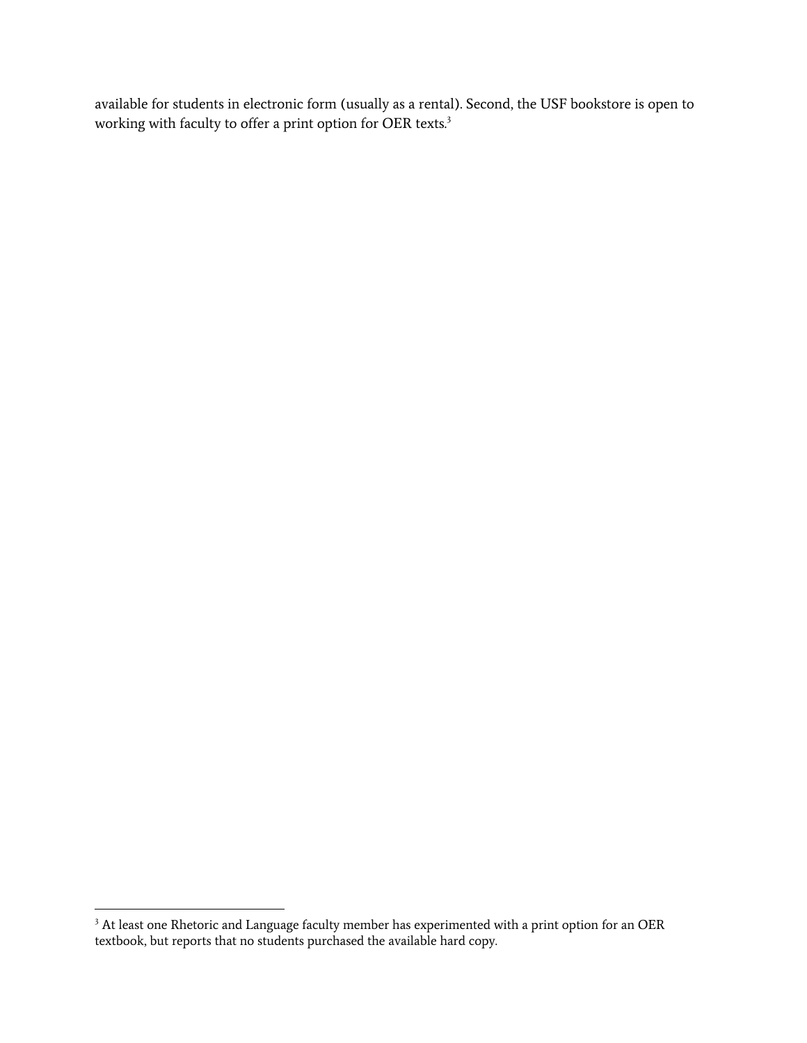available for students in electronic form (usually as a rental). Second, the USF bookstore is open to working with faculty to offer a print option for OER texts.[3]

[3] At least one Rhetoric and Language faculty member has experimented with a print option for an OER textbook, but reports that no students purchased the available hard copy.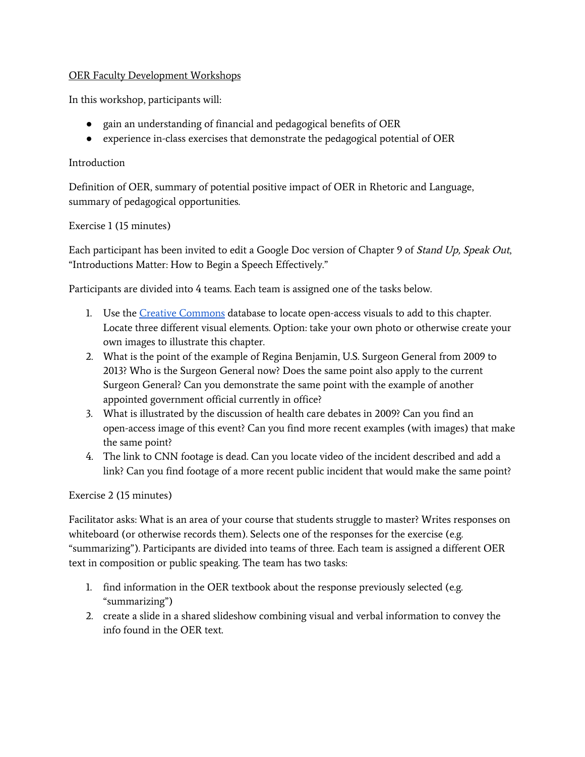OER Faculty Development Workshops

In this workshop, participants will:

- gain an understanding of financial and pedagogical benefits of OER
- experience in-class exercises that demonstrate the pedagogical potential of OER

Introduction

Definition of OER, summary of potential positive impact of OER in Rhetoric and Language, summary of pedagogical opportunities.

Exercise 1 (15 minutes)

Each participant has been invited to edit a Google Doc version of Chapter 9 of *Stand Up, Speak Out*, "Introductions Matter: How to Begin a Speech Effectively."

Participants are divided into 4 teams. Each team is assigned one of the tasks below.

1. Use the Creative Commons database to locate open-access visuals to add to this chapter. Locate three different visual elements. Option: take your own photo or otherwise create your own images to illustrate this chapter.
2. What is the point of the example of Regina Benjamin, U.S. Surgeon General from 2009 to 2013? Who is the Surgeon General now? Does the same point also apply to the current Surgeon General? Can you demonstrate the same point with the example of another appointed government official currently in office?
3. What is illustrated by the discussion of health care debates in 2009? Can you find an open-access image of this event? Can you find more recent examples (with images) that make the same point?
4. The link to CNN footage is dead. Can you locate video of the incident described and add a link? Can you find footage of a more recent public incident that would make the same point?

Exercise 2 (15 minutes)

Facilitator asks: What is an area of your course that students struggle to master? Writes responses on whiteboard (or otherwise records them). Selects one of the responses for the exercise (e.g. "summarizing"). Participants are divided into teams of three. Each team is assigned a different OER text in composition or public speaking. The team has two tasks:

1. find information in the OER textbook about the response previously selected (e.g. "summarizing")
2. create a slide in a shared slideshow combining visual and verbal information to convey the info found in the OER text.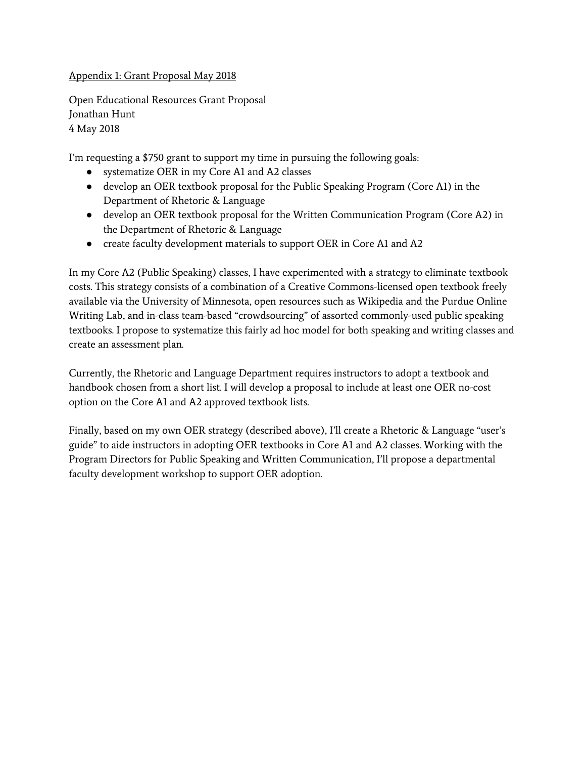Appendix 1: Grant Proposal May 2018

Open Educational Resources Grant Proposal
Jonathan Hunt
4 May 2018

I'm requesting a $750 grant to support my time in pursuing the following goals:

- systematize OER in my Core A1 and A2 classes
- develop an OER textbook proposal for the Public Speaking Program (Core A1) in the Department of Rhetoric & Language
- develop an OER textbook proposal for the Written Communication Program (Core A2) in the Department of Rhetoric & Language
- create faculty development materials to support OER in Core A1 and A2

In my Core A2 (Public Speaking) classes, I have experimented with a strategy to eliminate textbook costs. This strategy consists of a combination of a Creative Commons-licensed open textbook freely available via the University of Minnesota, open resources such as Wikipedia and the Purdue Online Writing Lab, and in-class team-based "crowdsourcing" of assorted commonly-used public speaking textbooks. I propose to systematize this fairly ad hoc model for both speaking and writing classes and create an assessment plan.

Currently, the Rhetoric and Language Department requires instructors to adopt a textbook and handbook chosen from a short list. I will develop a proposal to include at least one OER no-cost option on the Core A1 and A2 approved textbook lists.

Finally, based on my own OER strategy (described above), I'll create a Rhetoric & Language "user's guide" to aide instructors in adopting OER textbooks in Core A1 and A2 classes. Working with the Program Directors for Public Speaking and Written Communication, I'll propose a departmental faculty development workshop to support OER adoption.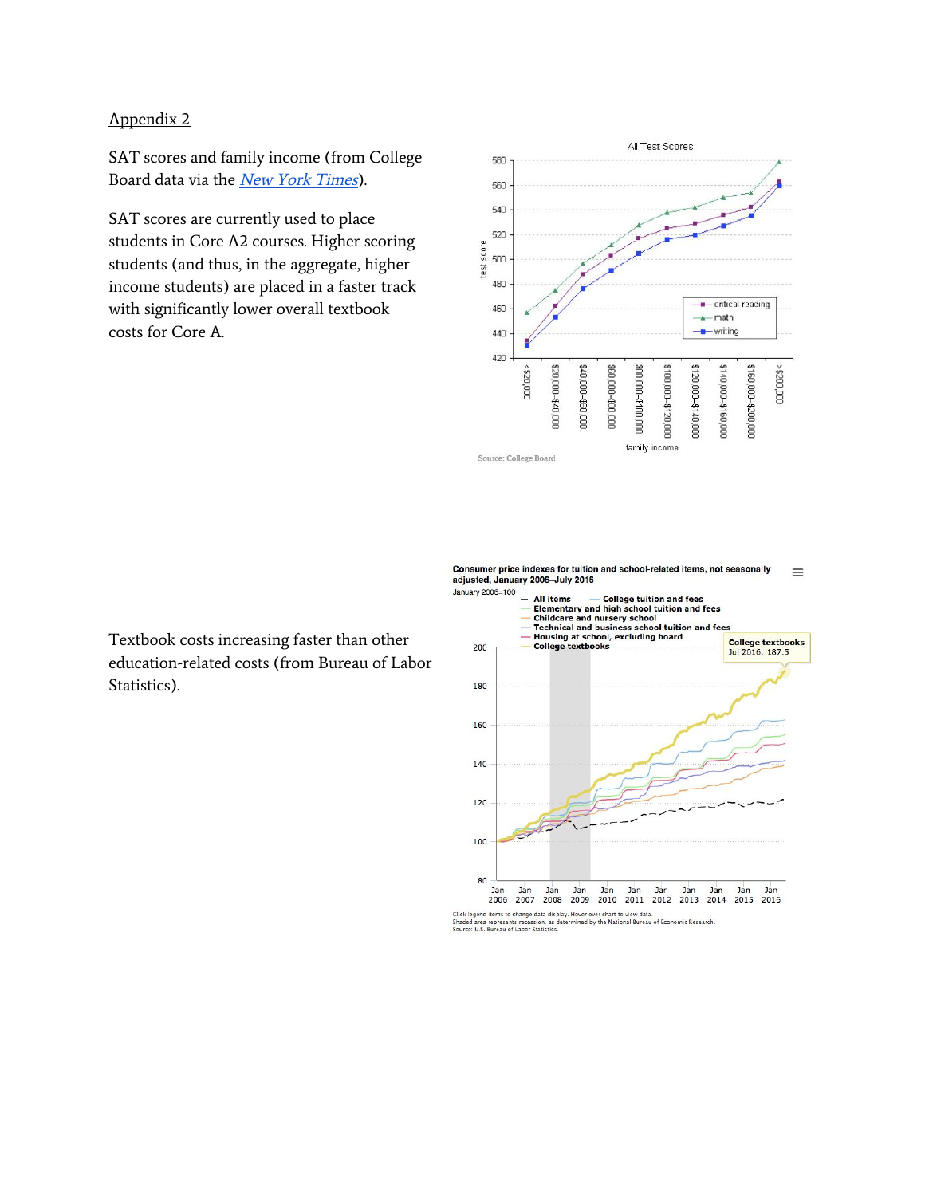Appendix 2

SAT scores and family income (from College Board data via the *New York Times*).

SAT scores are currently used to place students in Core A2 courses. Higher scoring students (and thus, in the aggregate, higher income students) are placed in a faster track with significantly lower overall textbook costs for Core A.

Textbook costs increasing faster than other education-related costs (from Bureau of Labor Statistics).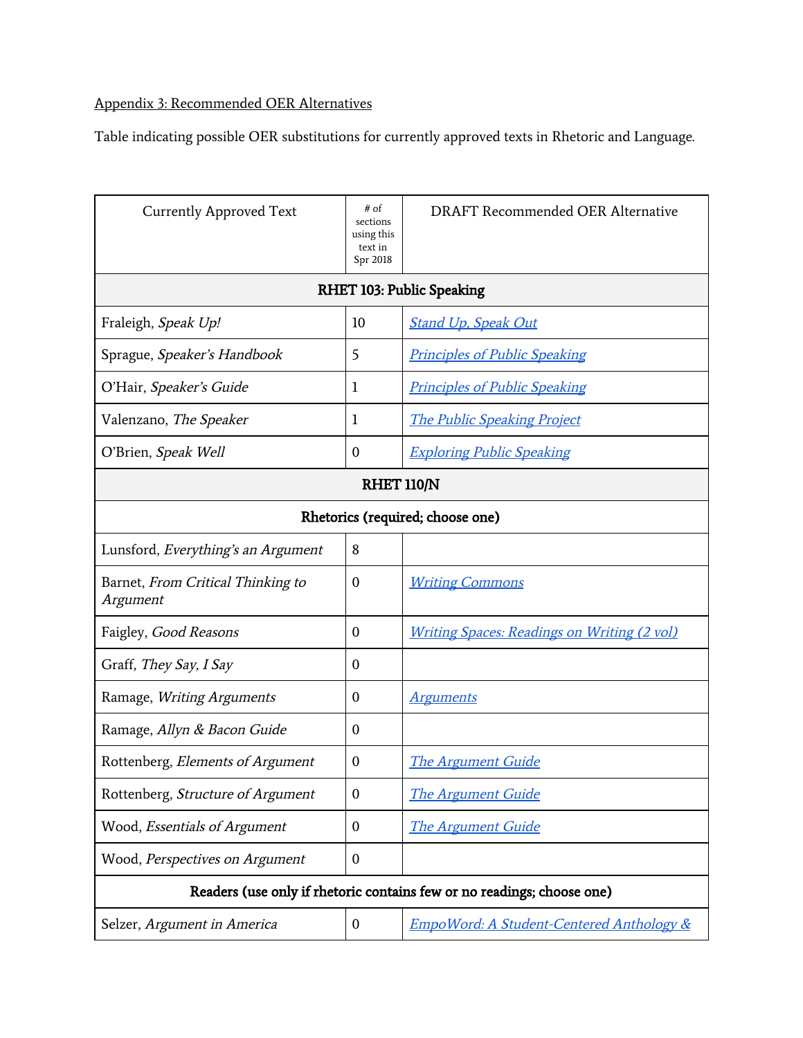Appendix 3: Recommended OER Alternatives

Table indicating possible OER substitutions for currently approved texts in Rhetoric and Language.

| Currently Approved Text | # of sections using this text in Spr 2018 | DRAFT Recommended OER Alternative |
|---|---|---|
| **RHET 103: Public Speaking** | | |
| Fraleigh, *Speak Up!* | 10 | *Stand Up, Speak Out* |
| Sprague, *Speaker's Handbook* | 5 | *Principles of Public Speaking* |
| O'Hair, *Speaker's Guide* | 1 | *Principles of Public Speaking* |
| Valenzano, *The Speaker* | 1 | *The Public Speaking Project* |
| O'Brien, *Speak Well* | 0 | *Exploring Public Speaking* |
| **RHET 110/N** | | |
| **Rhetorics (required; choose one)** | | |
| Lunsford, *Everything's an Argument* | 8 | |
| Barnet, *From Critical Thinking to Argument* | 0 | *Writing Commons* |
| Faigley, *Good Reasons* | 0 | *Writing Spaces: Readings on Writing (2 vol)* |
| Graff, *They Say, I Say* | 0 | |
| Ramage, *Writing Arguments* | 0 | *Arguments* |
| Ramage, *Allyn & Bacon Guide* | 0 | |
| Rottenberg, *Elements of Argument* | 0 | *The Argument Guide* |
| Rottenberg, *Structure of Argument* | 0 | *The Argument Guide* |
| Wood, *Essentials of Argument* | 0 | *The Argument Guide* |
| Wood, *Perspectives on Argument* | 0 | |
| **Readers (use only if rhetoric contains few or no readings; choose one)** | | |
| Selzer, *Argument in America* | 0 | *EmpoWord: A Student-Centered Anthology &* |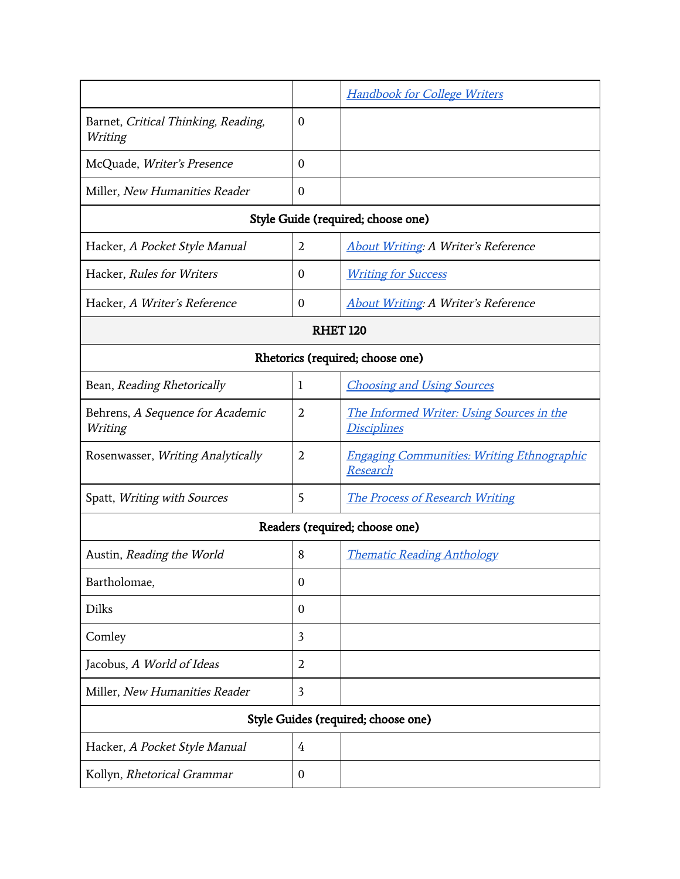| | | |
|---|---|---|
| | | Handbook for College Writers |
| Barnet, *Critical Thinking, Reading, Writing* | 0 | |
| McQuade, *Writer's Presence* | 0 | |
| Miller, *New Humanities Reader* | 0 | |
| **Style Guide (required; choose one)** | | |
| Hacker, *A Pocket Style Manual* | 2 | About Writing: *A Writer's Reference* |
| Hacker, *Rules for Writers* | 0 | Writing for Success |
| Hacker, *A Writer's Reference* | 0 | About Writing: *A Writer's Reference* |
| **RHET 120** | | |
| **Rhetorics (required; choose one)** | | |
| Bean, *Reading Rhetorically* | 1 | Choosing and Using Sources |
| Behrens, *A Sequence for Academic Writing* | 2 | The Informed Writer: Using Sources in the Disciplines |
| Rosenwasser, *Writing Analytically* | 2 | Engaging Communities: Writing Ethnographic Research |
| Spatt, *Writing with Sources* | 5 | The Process of Research Writing |
| **Readers (required; choose one)** | | |
| Austin, *Reading the World* | 8 | Thematic Reading Anthology |
| Bartholomae, | 0 | |
| Dilks | 0 | |
| Comley | 3 | |
| Jacobus, *A World of Ideas* | 2 | |
| Miller, *New Humanities Reader* | 3 | |
| **Style Guides (required; choose one)** | | |
| Hacker, *A Pocket Style Manual* | 4 | |
| Kollyn, *Rhetorical Grammar* | 0 | |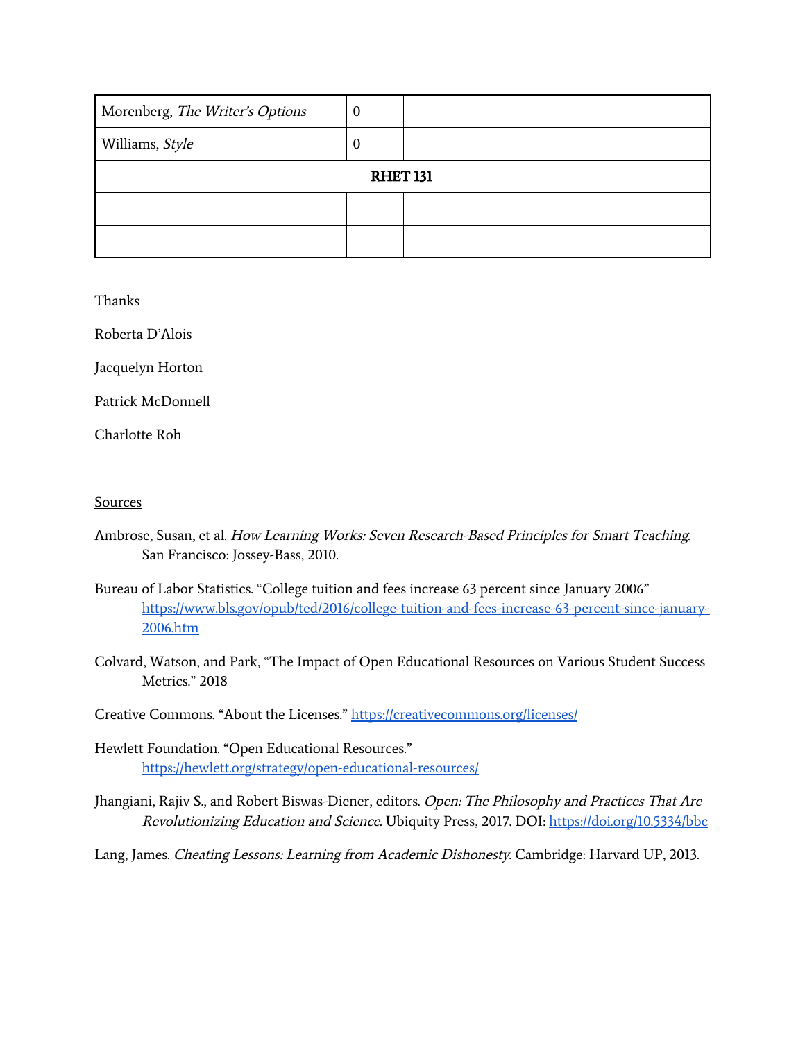| | | |
|---|---|---|
| Morenberg, *The Writer's Options* | 0 | |
| Williams, *Style* | 0 | |
| **RHET 131** | | |
| | | |
| | | |

Thanks

Roberta D'Alois

Jacquelyn Horton

Patrick McDonnell

Charlotte Roh

Sources

Ambrose, Susan, et al. *How Learning Works: Seven Research-Based Principles for Smart Teaching.* San Francisco: Jossey-Bass, 2010.

Bureau of Labor Statistics. "College tuition and fees increase 63 percent since January 2006" https://www.bls.gov/opub/ted/2016/college-tuition-and-fees-increase-63-percent-since-january-2006.htm

Colvard, Watson, and Park, "The Impact of Open Educational Resources on Various Student Success Metrics." 2018

Creative Commons. "About the Licenses." https://creativecommons.org/licenses/

Hewlett Foundation. "Open Educational Resources." https://hewlett.org/strategy/open-educational-resources/

Jhangiani, Rajiv S., and Robert Biswas-Diener, editors. *Open: The Philosophy and Practices That Are Revolutionizing Education and Science.* Ubiquity Press, 2017. DOI: https://doi.org/10.5334/bbc

Lang, James. *Cheating Lessons: Learning from Academic Dishonesty.* Cambridge: Harvard UP, 2013.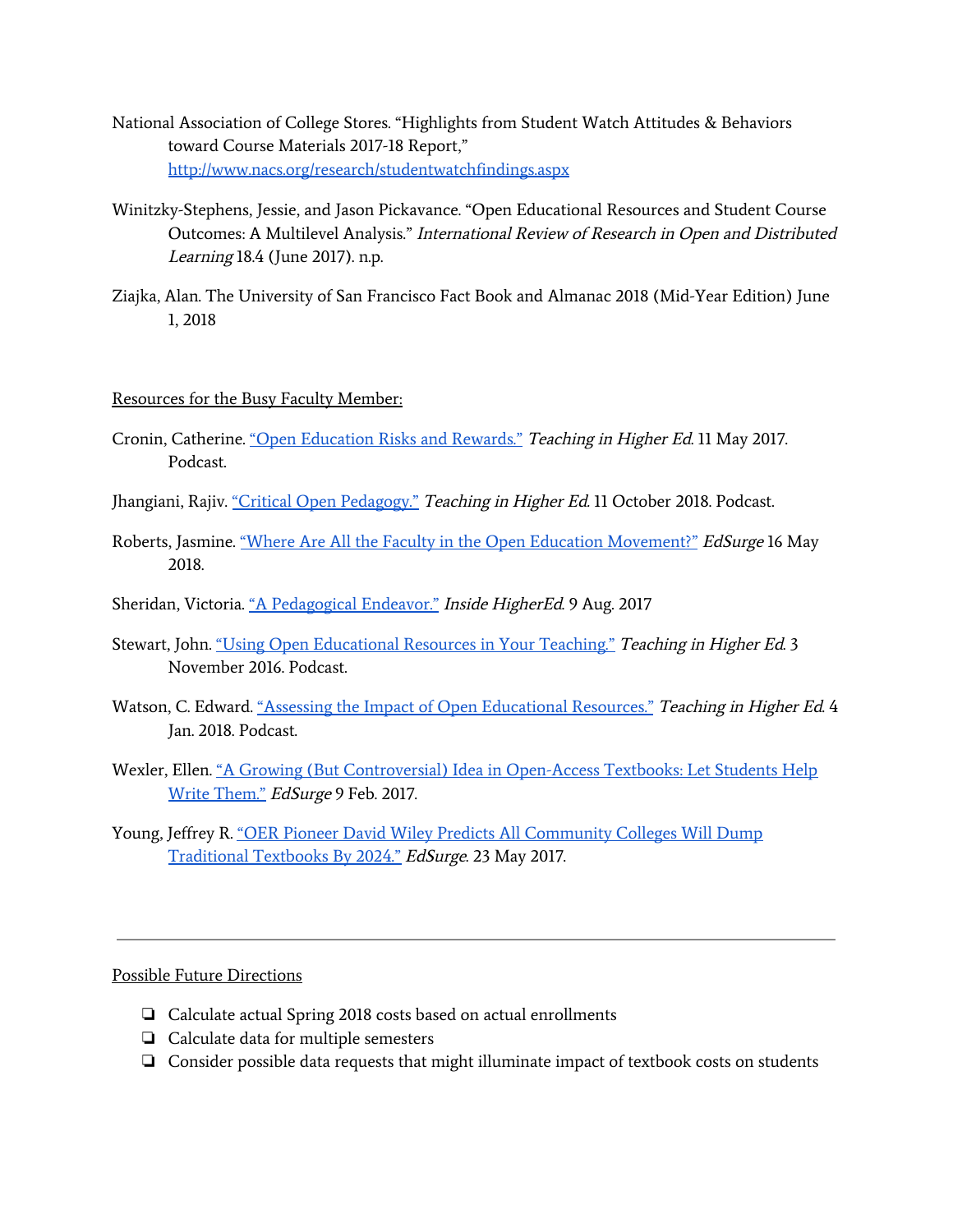National Association of College Stores. "Highlights from Student Watch Attitudes & Behaviors toward Course Materials 2017-18 Report," http://www.nacs.org/research/studentwatchfindings.aspx

Winitzky-Stephens, Jessie, and Jason Pickavance. "Open Educational Resources and Student Course Outcomes: A Multilevel Analysis." *International Review of Research in Open and Distributed Learning* 18.4 (June 2017). n.p.

Ziajka, Alan. The University of San Francisco Fact Book and Almanac 2018 (Mid-Year Edition) June 1, 2018

Resources for the Busy Faculty Member:

Cronin, Catherine. "Open Education Risks and Rewards." *Teaching in Higher Ed*. 11 May 2017. Podcast.

Jhangiani, Rajiv. "Critical Open Pedagogy." *Teaching in Higher Ed*. 11 October 2018. Podcast.

Roberts, Jasmine. "Where Are All the Faculty in the Open Education Movement?" *EdSurge* 16 May 2018.

Sheridan, Victoria. "A Pedagogical Endeavor." *Inside HigherEd*. 9 Aug. 2017

Stewart, John. "Using Open Educational Resources in Your Teaching." *Teaching in Higher Ed*. 3 November 2016. Podcast.

Watson, C. Edward. "Assessing the Impact of Open Educational Resources." *Teaching in Higher Ed*. 4 Jan. 2018. Podcast.

Wexler, Ellen. "A Growing (But Controversial) Idea in Open-Access Textbooks: Let Students Help Write Them." *EdSurge* 9 Feb. 2017.

Young, Jeffrey R. "OER Pioneer David Wiley Predicts All Community Colleges Will Dump Traditional Textbooks By 2024." *EdSurge*. 23 May 2017.

---

Possible Future Directions

- ❏ Calculate actual Spring 2018 costs based on actual enrollments
- ❏ Calculate data for multiple semesters
- ❏ Consider possible data requests that might illuminate impact of textbook costs on students